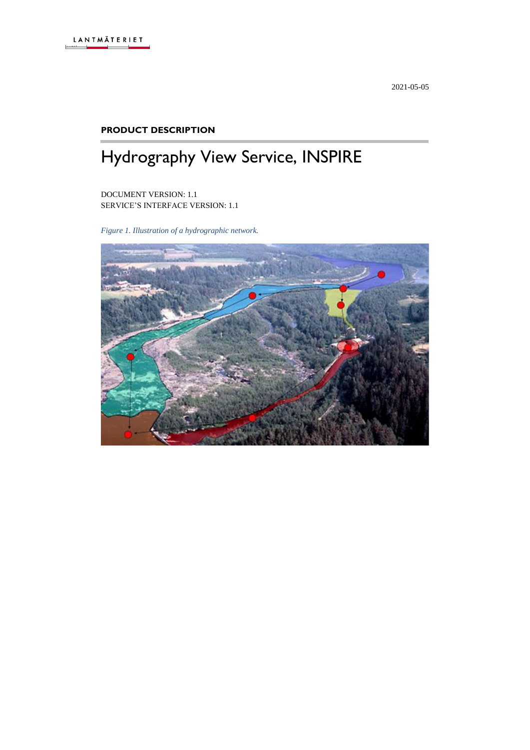LANTMÄTERIET

2021-05-05

**PRODUCT DESCRIPTION**

# Hydrography View Service, INSPIRE

DOCUMENT VERSION: 1.1
SERVICE'S INTERFACE VERSION: 1.1

*Figure 1. Illustration of a hydrographic network.*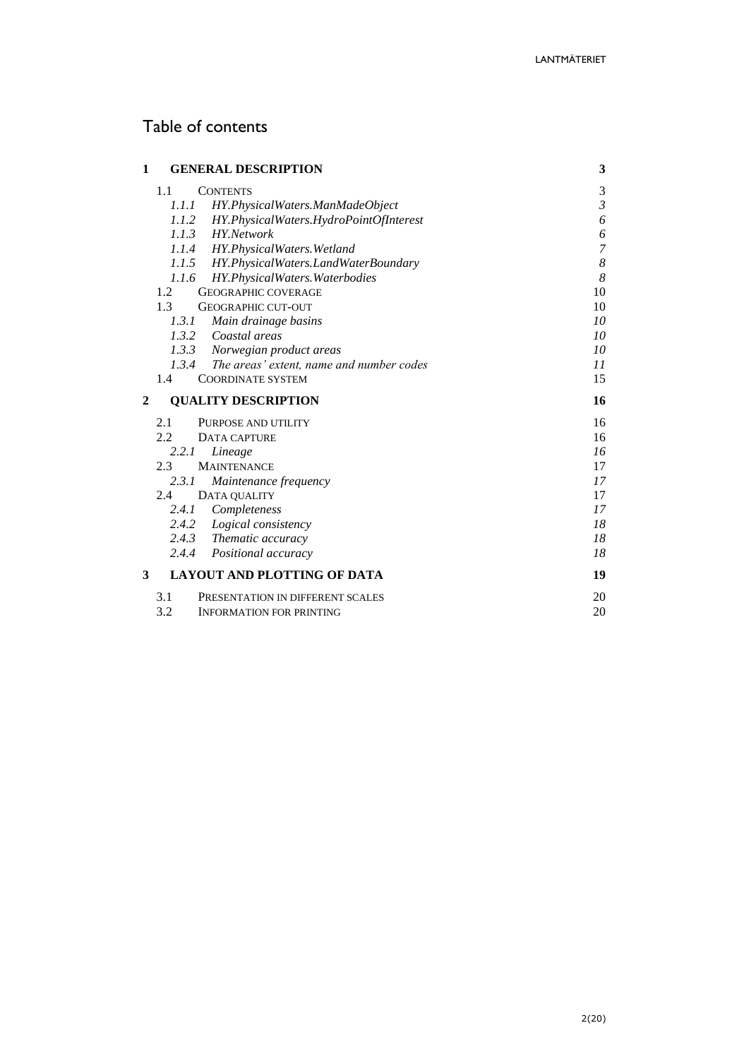# Table of contents

| | | |
|---|---|---|
| **1** | **GENERAL DESCRIPTION** | **3** |
| 1.1 | CONTENTS | 3 |
| *1.1.1* | *HY.PhysicalWaters.ManMadeObject* | *3* |
| *1.1.2* | *HY.PhysicalWaters.HydroPointOfInterest* | *6* |
| *1.1.3* | *HY.Network* | *6* |
| *1.1.4* | *HY.PhysicalWaters.Wetland* | *7* |
| *1.1.5* | *HY.PhysicalWaters.LandWaterBoundary* | *8* |
| *1.1.6* | *HY.PhysicalWaters.Waterbodies* | *8* |
| 1.2 | GEOGRAPHIC COVERAGE | 10 |
| 1.3 | GEOGRAPHIC CUT-OUT | 10 |
| *1.3.1* | *Main drainage basins* | *10* |
| *1.3.2* | *Coastal areas* | *10* |
| *1.3.3* | *Norwegian product areas* | *10* |
| *1.3.4* | *The areas' extent, name and number codes* | *11* |
| 1.4 | COORDINATE SYSTEM | 15 |
| **2** | **QUALITY DESCRIPTION** | **16** |
| 2.1 | PURPOSE AND UTILITY | 16 |
| 2.2 | DATA CAPTURE | 16 |
| *2.2.1* | *Lineage* | *16* |
| 2.3 | MAINTENANCE | 17 |
| *2.3.1* | *Maintenance frequency* | *17* |
| 2.4 | DATA QUALITY | 17 |
| *2.4.1* | *Completeness* | *17* |
| *2.4.2* | *Logical consistency* | *18* |
| *2.4.3* | *Thematic accuracy* | *18* |
| *2.4.4* | *Positional accuracy* | *18* |
| **3** | **LAYOUT AND PLOTTING OF DATA** | **19** |
| 3.1 | PRESENTATION IN DIFFERENT SCALES | 20 |
| 3.2 | INFORMATION FOR PRINTING | 20 |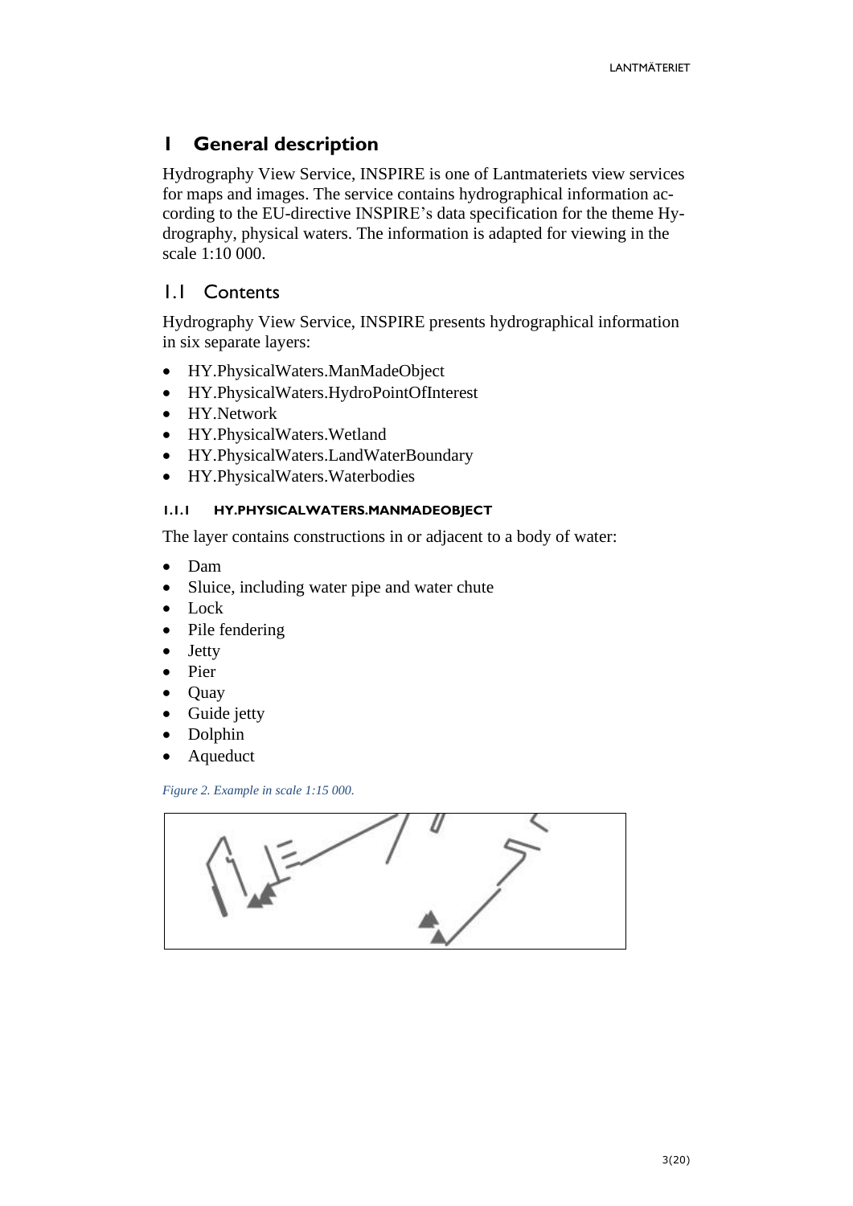# 1 General description

Hydrography View Service, INSPIRE is one of Lantmateriets view services for maps and images. The service contains hydrographical information according to the EU-directive INSPIRE's data specification for the theme Hydrography, physical waters. The information is adapted for viewing in the scale 1:10 000.

## 1.1 Contents

Hydrography View Service, INSPIRE presents hydrographical information in six separate layers:

- HY.PhysicalWaters.ManMadeObject
- HY.PhysicalWaters.HydroPointOfInterest
- HY.Network
- HY.PhysicalWaters.Wetland
- HY.PhysicalWaters.LandWaterBoundary
- HY.PhysicalWaters.Waterbodies

### 1.1.1 HY.PHYSICALWATERS.MANMADEOBJECT

The layer contains constructions in or adjacent to a body of water:

- Dam
- Sluice, including water pipe and water chute
- Lock
- Pile fendering
- Jetty
- Pier
- Quay
- Guide jetty
- Dolphin
- Aqueduct

*Figure 2. Example in scale 1:15 000.*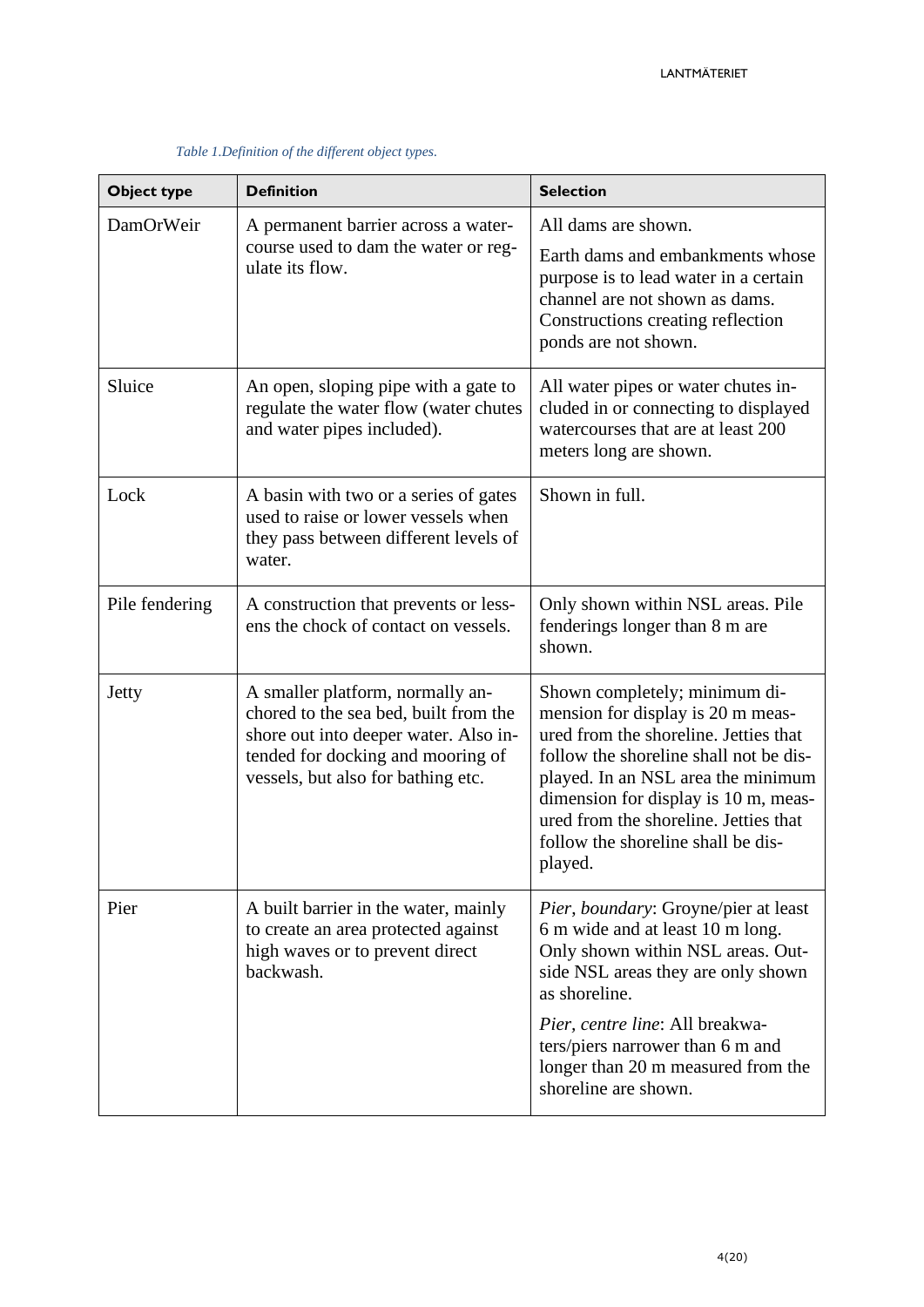*Table 1.Definition of the different object types.*

| Object type | Definition | Selection |
|---|---|---|
| DamOrWeir | A permanent barrier across a watercourse used to dam the water or regulate its flow. | All dams are shown.<br><br>Earth dams and embankments whose purpose is to lead water in a certain channel are not shown as dams. Constructions creating reflection ponds are not shown. |
| Sluice | An open, sloping pipe with a gate to regulate the water flow (water chutes and water pipes included). | All water pipes or water chutes included in or connecting to displayed watercourses that are at least 200 meters long are shown. |
| Lock | A basin with two or a series of gates used to raise or lower vessels when they pass between different levels of water. | Shown in full. |
| Pile fendering | A construction that prevents or lessens the chock of contact on vessels. | Only shown within NSL areas. Pile fenderings longer than 8 m are shown. |
| Jetty | A smaller platform, normally anchored to the sea bed, built from the shore out into deeper water. Also intended for docking and mooring of vessels, but also for bathing etc. | Shown completely; minimum dimension for display is 20 m measured from the shoreline. Jetties that follow the shoreline shall not be displayed. In an NSL area the minimum dimension for display is 10 m, measured from the shoreline. Jetties that follow the shoreline shall be displayed. |
| Pier | A built barrier in the water, mainly to create an area protected against high waves or to prevent direct backwash. | *Pier, boundary*: Groyne/pier at least 6 m wide and at least 10 m long. Only shown within NSL areas. Outside NSL areas they are only shown as shoreline.<br><br>*Pier, centre line*: All breakwaters/piers narrower than 6 m and longer than 20 m measured from the shoreline are shown. |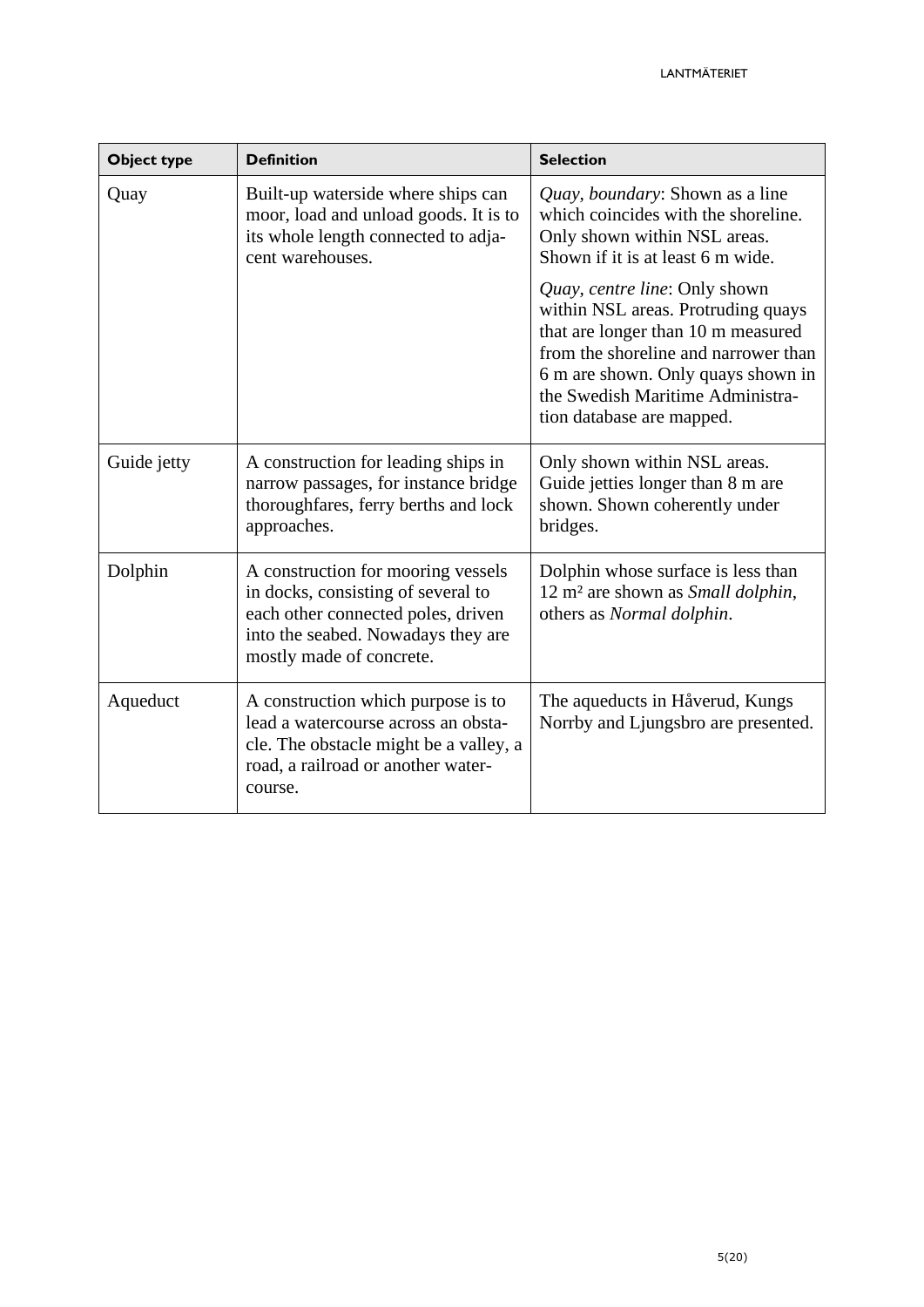| Object type | Definition | Selection |
|---|---|---|
| Quay | Built-up waterside where ships can moor, load and unload goods. It is to its whole length connected to adjacent warehouses. | *Quay, boundary*: Shown as a line which coincides with the shoreline. Only shown within NSL areas. Shown if it is at least 6 m wide. *Quay, centre line*: Only shown within NSL areas. Protruding quays that are longer than 10 m measured from the shoreline and narrower than 6 m are shown. Only quays shown in the Swedish Maritime Administration database are mapped. |
| Guide jetty | A construction for leading ships in narrow passages, for instance bridge thoroughfares, ferry berths and lock approaches. | Only shown within NSL areas. Guide jetties longer than 8 m are shown. Shown coherently under bridges. |
| Dolphin | A construction for mooring vessels in docks, consisting of several to each other connected poles, driven into the seabed. Nowadays they are mostly made of concrete. | Dolphin whose surface is less than 12 m² are shown as *Small dolphin*, others as *Normal dolphin*. |
| Aqueduct | A construction which purpose is to lead a watercourse across an obstacle. The obstacle might be a valley, a road, a railroad or another watercourse. | The aqueducts in Håverud, Kungs Norrby and Ljungsbro are presented. |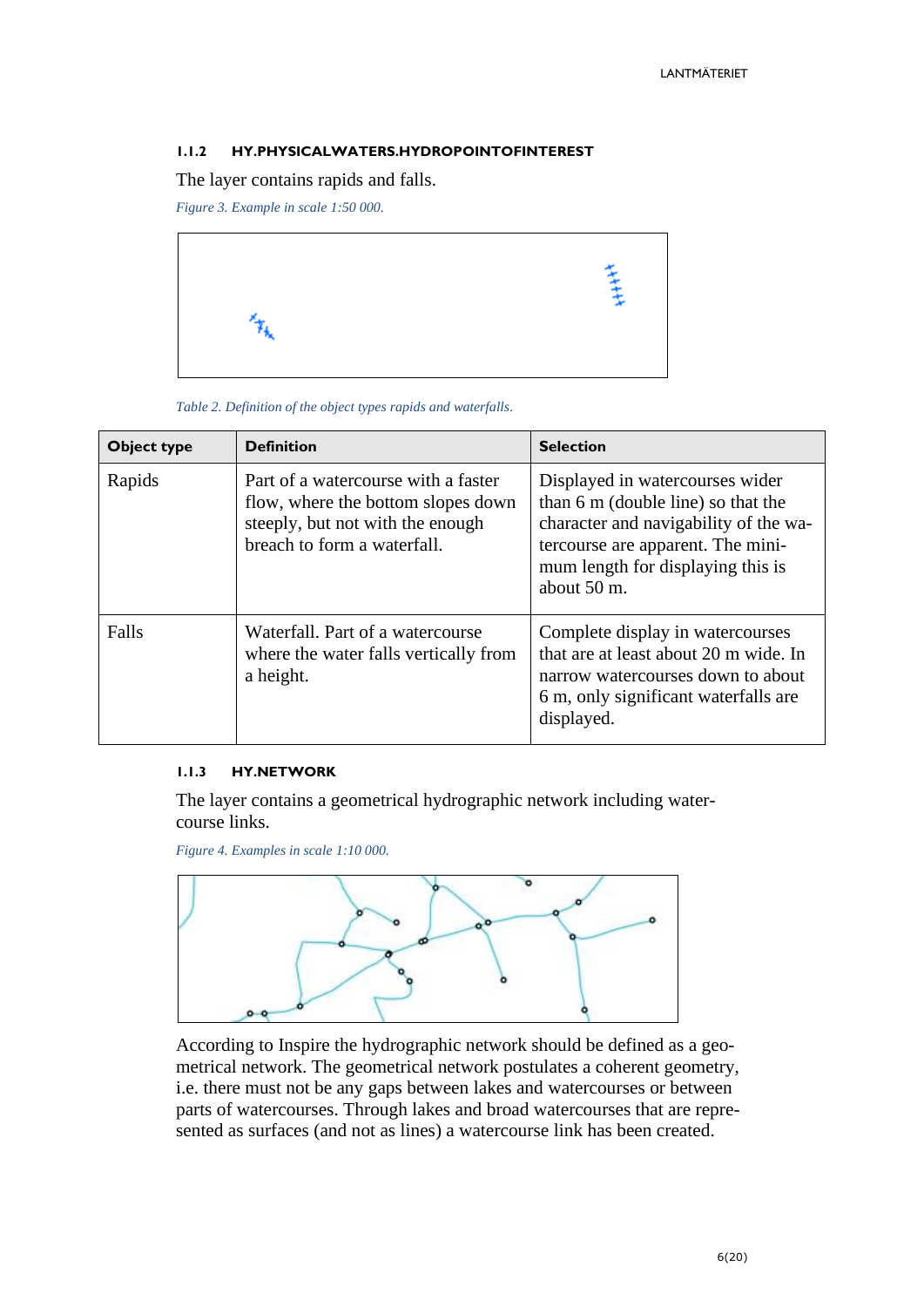### 1.1.2 HY.PHYSICALWATERS.HYDROPOINTOFINTEREST

The layer contains rapids and falls.

*Figure 3. Example in scale 1:50 000.*

*Table 2. Definition of the object types rapids and waterfalls.*

| Object type | Definition | Selection |
|---|---|---|
| Rapids | Part of a watercourse with a faster flow, where the bottom slopes down steeply, but not with the enough breach to form a waterfall. | Displayed in watercourses wider than 6 m (double line) so that the character and navigability of the watercourse are apparent. The minimum length for displaying this is about 50 m. |
| Falls | Waterfall. Part of a watercourse where the water falls vertically from a height. | Complete display in watercourses that are at least about 20 m wide. In narrow watercourses down to about 6 m, only significant waterfalls are displayed. |

### 1.1.3 HY.NETWORK

The layer contains a geometrical hydrographic network including watercourse links.

*Figure 4. Examples in scale 1:10 000.*

According to Inspire the hydrographic network should be defined as a geometrical network. The geometrical network postulates a coherent geometry, i.e. there must not be any gaps between lakes and watercourses or between parts of watercourses. Through lakes and broad watercourses that are represented as surfaces (and not as lines) a watercourse link has been created.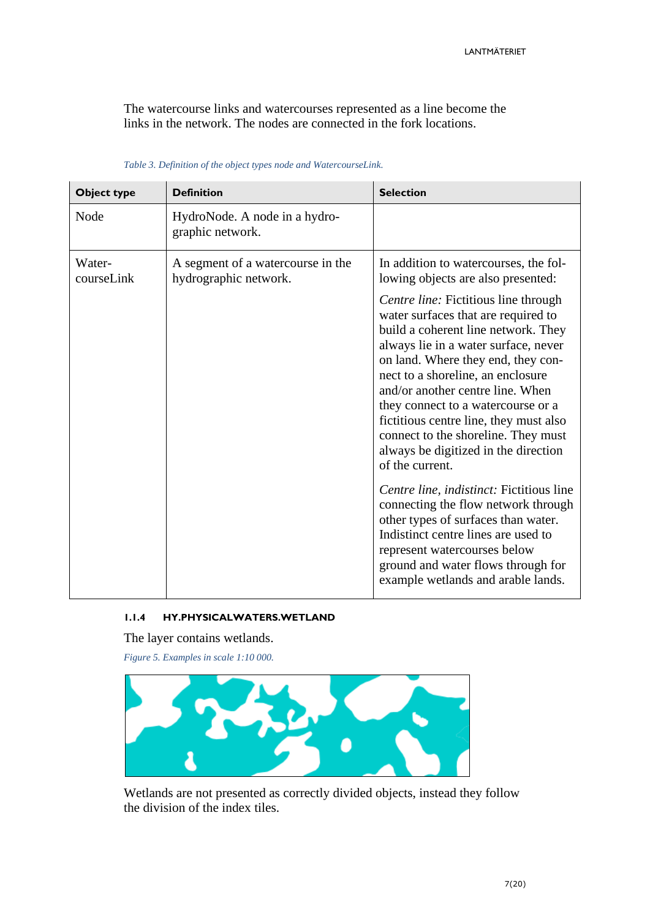The watercourse links and watercourses represented as a line become the links in the network. The nodes are connected in the fork locations.

*Table 3. Definition of the object types node and WatercourseLink.*

| Object type | Definition | Selection |
|---|---|---|
| Node | HydroNode. A node in a hydrographic network. | |
| WatercourseLink | A segment of a watercourse in the hydrographic network. | In addition to watercourses, the following objects are also presented:<br><br>*Centre line:* Fictitious line through water surfaces that are required to build a coherent line network. They always lie in a water surface, never on land. Where they end, they connect to a shoreline, an enclosure and/or another centre line. When they connect to a watercourse or a fictitious centre line, they must also connect to the shoreline. They must always be digitized in the direction of the current.<br><br>*Centre line, indistinct:* Fictitious line connecting the flow network through other types of surfaces than water. Indistinct centre lines are used to represent watercourses below ground and water flows through for example wetlands and arable lands. |

#### 1.1.4 HY.PHYSICALWATERS.WETLAND

The layer contains wetlands.

*Figure 5. Examples in scale 1:10 000.*

Wetlands are not presented as correctly divided objects, instead they follow the division of the index tiles.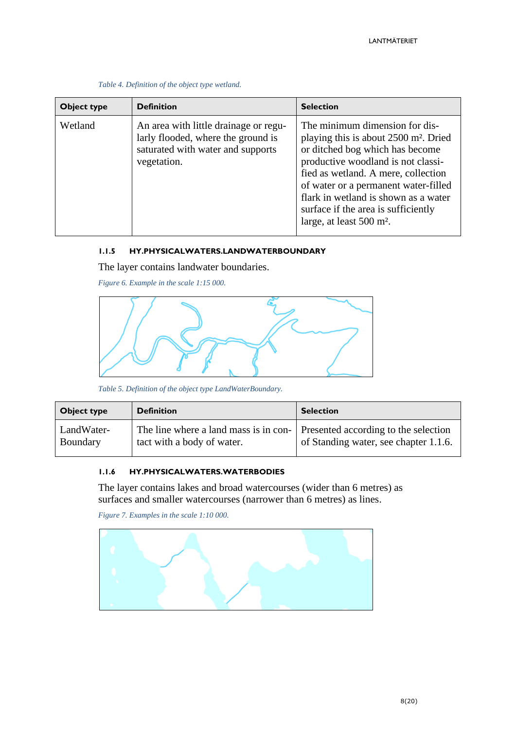*Table 4. Definition of the object type wetland.*

| Object type | Definition | Selection |
|---|---|---|
| Wetland | An area with little drainage or regularly flooded, where the ground is saturated with water and supports vegetation. | The minimum dimension for displaying this is about 2500 m². Dried or ditched bog which has become productive woodland is not classified as wetland. A mere, collection of water or a permanent water-filled flark in wetland is shown as a water surface if the area is sufficiently large, at least 500 m². |

### 1.1.5 HY.PHYSICALWATERS.LANDWATERBOUNDARY

The layer contains landwater boundaries.

*Figure 6. Example in the scale 1:15 000.*

*Table 5. Definition of the object type LandWaterBoundary.*

| Object type | Definition | Selection |
|---|---|---|
| LandWater-Boundary | The line where a land mass is in contact with a body of water. | Presented according to the selection of Standing water, see chapter 1.1.6. |

### 1.1.6 HY.PHYSICALWATERS.WATERBODIES

The layer contains lakes and broad watercourses (wider than 6 metres) as surfaces and smaller watercourses (narrower than 6 metres) as lines.

*Figure 7. Examples in the scale 1:10 000.*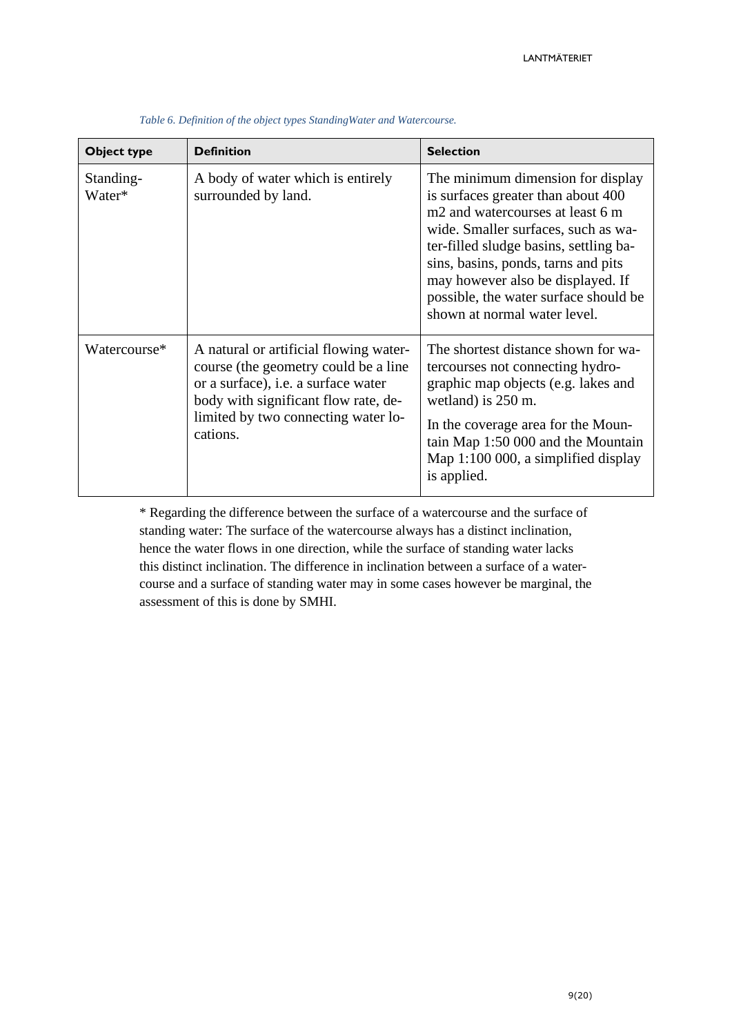*Table 6. Definition of the object types StandingWater and Watercourse.*

| Object type | Definition | Selection |
|---|---|---|
| Standing-Water* | A body of water which is entirely surrounded by land. | The minimum dimension for display is surfaces greater than about 400 m2 and watercourses at least 6 m wide. Smaller surfaces, such as water-filled sludge basins, settling basins, basins, ponds, tarns and pits may however also be displayed. If possible, the water surface should be shown at normal water level. |
| Watercourse* | A natural or artificial flowing watercourse (the geometry could be a line or a surface), i.e. a surface water body with significant flow rate, delimited by two connecting water locations. | The shortest distance shown for watercourses not connecting hydrographic map objects (e.g. lakes and wetland) is 250 m.<br><br>In the coverage area for the Mountain Map 1:50 000 and the Mountain Map 1:100 000, a simplified display is applied. |

* Regarding the difference between the surface of a watercourse and the surface of standing water: The surface of the watercourse always has a distinct inclination, hence the water flows in one direction, while the surface of standing water lacks this distinct inclination. The difference in inclination between a surface of a watercourse and a surface of standing water may in some cases however be marginal, the assessment of this is done by SMHI.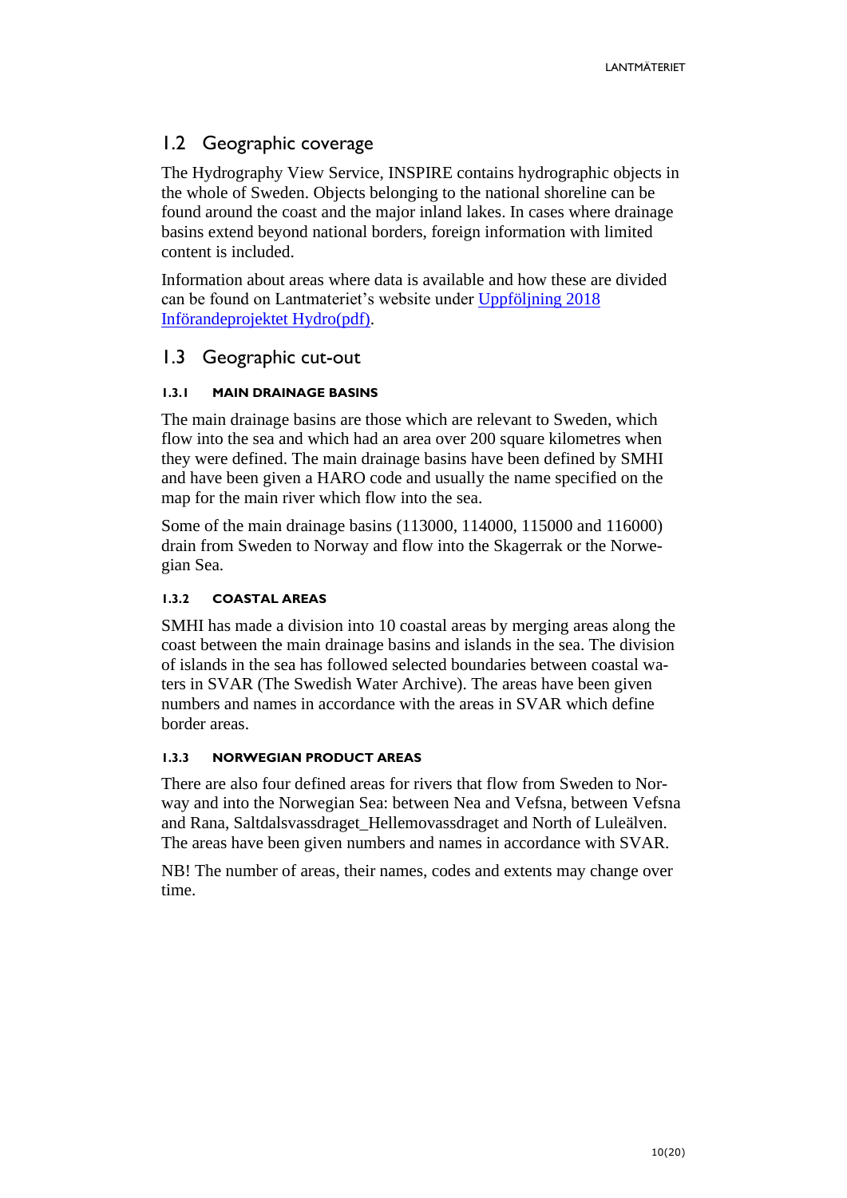## 1.2 Geographic coverage

The Hydrography View Service, INSPIRE contains hydrographic objects in the whole of Sweden. Objects belonging to the national shoreline can be found around the coast and the major inland lakes. In cases where drainage basins extend beyond national borders, foreign information with limited content is included.

Information about areas where data is available and how these are divided can be found on Lantmateriet's website under Uppföljning 2018 Införandeprojektet Hydro(pdf).

## 1.3 Geographic cut-out

### 1.3.1 MAIN DRAINAGE BASINS

The main drainage basins are those which are relevant to Sweden, which flow into the sea and which had an area over 200 square kilometres when they were defined. The main drainage basins have been defined by SMHI and have been given a HARO code and usually the name specified on the map for the main river which flow into the sea.

Some of the main drainage basins (113000, 114000, 115000 and 116000) drain from Sweden to Norway and flow into the Skagerrak or the Norwegian Sea.

### 1.3.2 COASTAL AREAS

SMHI has made a division into 10 coastal areas by merging areas along the coast between the main drainage basins and islands in the sea. The division of islands in the sea has followed selected boundaries between coastal waters in SVAR (The Swedish Water Archive). The areas have been given numbers and names in accordance with the areas in SVAR which define border areas.

### 1.3.3 NORWEGIAN PRODUCT AREAS

There are also four defined areas for rivers that flow from Sweden to Norway and into the Norwegian Sea: between Nea and Vefsna, between Vefsna and Rana, Saltdalsvassdraget_Hellemovassdraget and North of Luleälven. The areas have been given numbers and names in accordance with SVAR.

NB! The number of areas, their names, codes and extents may change over time.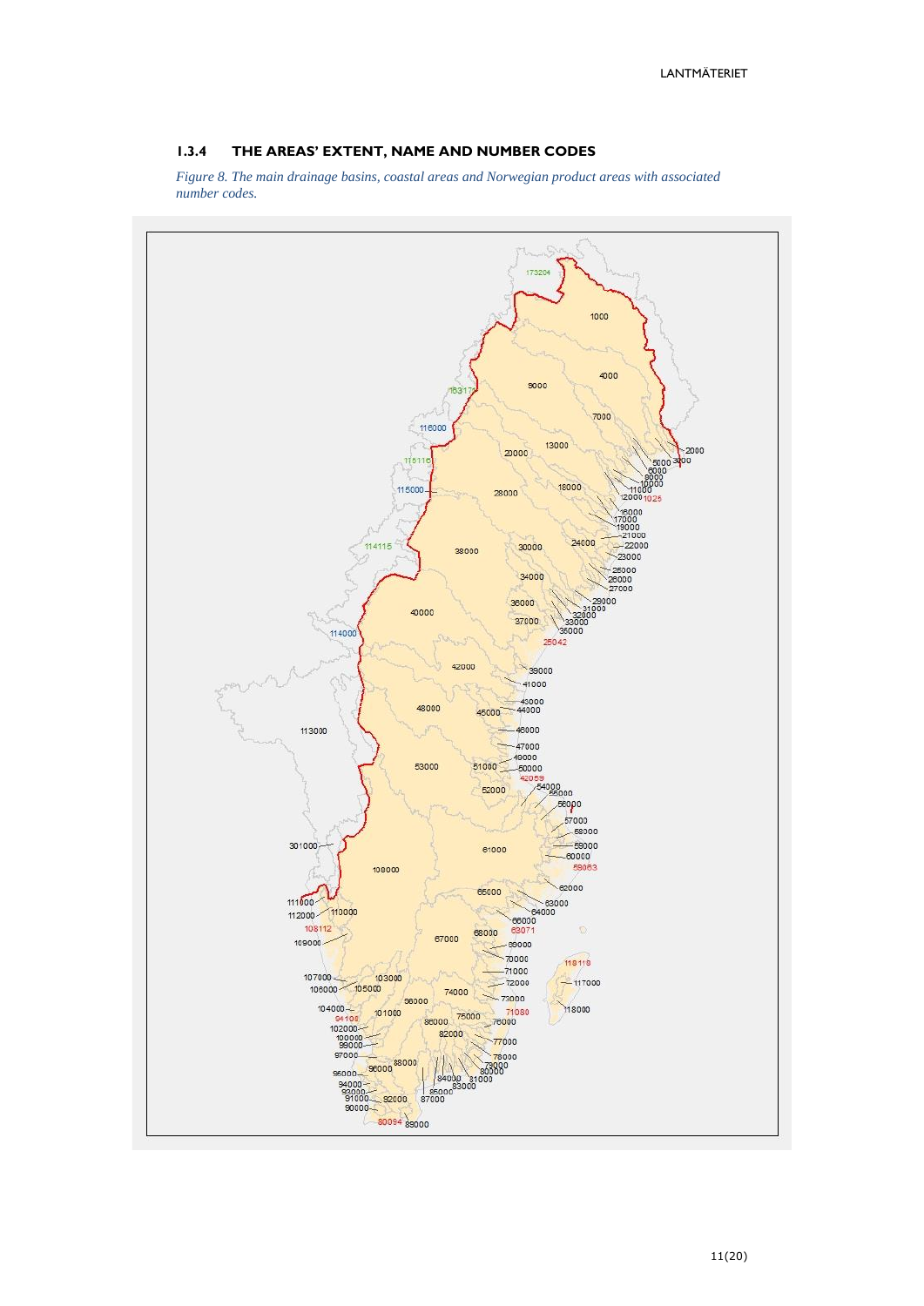### 1.3.4 THE AREAS' EXTENT, NAME AND NUMBER CODES

*Figure 8. The main drainage basins, coastal areas and Norwegian product areas with associated number codes.*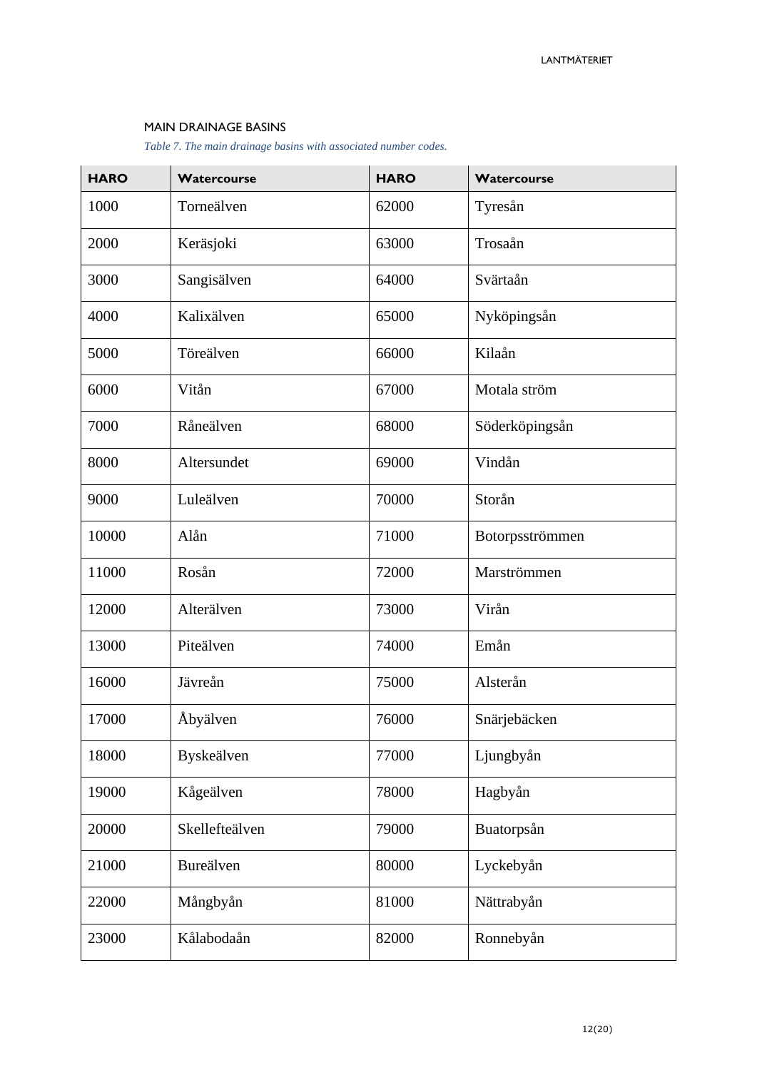## MAIN DRAINAGE BASINS

*Table 7. The main drainage basins with associated number codes.*

| HARO | Watercourse | HARO | Watercourse |
|---|---|---|---|
| 1000 | Torneälven | 62000 | Tyresån |
| 2000 | Keräsjoki | 63000 | Trosaån |
| 3000 | Sangisälven | 64000 | Svärtaån |
| 4000 | Kalixälven | 65000 | Nyköpingsån |
| 5000 | Töreälven | 66000 | Kilaån |
| 6000 | Vitån | 67000 | Motala ström |
| 7000 | Råneälven | 68000 | Söderköpingsån |
| 8000 | Altersundet | 69000 | Vindån |
| 9000 | Luleälven | 70000 | Storån |
| 10000 | Alån | 71000 | Botorpsströmmen |
| 11000 | Rosån | 72000 | Marströmmen |
| 12000 | Alterälven | 73000 | Virån |
| 13000 | Piteälven | 74000 | Emån |
| 16000 | Jävreån | 75000 | Alsterån |
| 17000 | Åbyälven | 76000 | Snärjebäcken |
| 18000 | Byskeälven | 77000 | Ljungbyån |
| 19000 | Kågeälven | 78000 | Hagbyån |
| 20000 | Skellefteälven | 79000 | Buatorpsån |
| 21000 | Bureälven | 80000 | Lyckebyån |
| 22000 | Mångbyån | 81000 | Nättrabyån |
| 23000 | Kålabodaån | 82000 | Ronnebyån |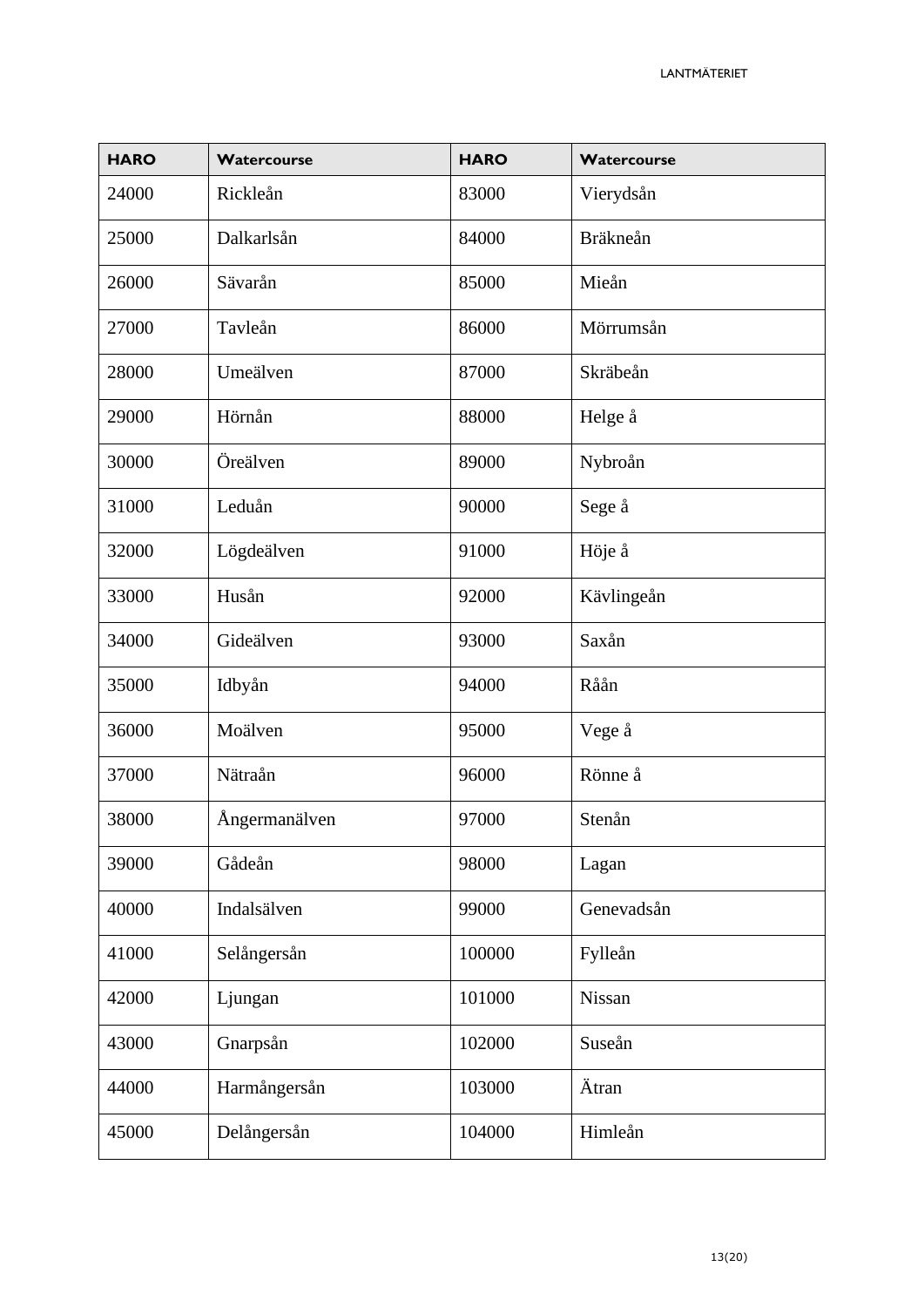| HARO | Watercourse | HARO | Watercourse |
| --- | --- | --- | --- |
| 24000 | Rickleån | 83000 | Vierydsån |
| 25000 | Dalkarlsån | 84000 | Bräkneån |
| 26000 | Sävarån | 85000 | Mieån |
| 27000 | Tavleån | 86000 | Mörrumsån |
| 28000 | Umeälven | 87000 | Skräbeån |
| 29000 | Hörnån | 88000 | Helge å |
| 30000 | Öreälven | 89000 | Nybroån |
| 31000 | Leduån | 90000 | Sege å |
| 32000 | Lögdeälven | 91000 | Höje å |
| 33000 | Husån | 92000 | Kävlingeån |
| 34000 | Gideälven | 93000 | Saxån |
| 35000 | Idbyån | 94000 | Rååån |
| 36000 | Moälven | 95000 | Vege å |
| 37000 | Nätraån | 96000 | Rönne å |
| 38000 | Ångermanälven | 97000 | Stenån |
| 39000 | Gådeån | 98000 | Lagan |
| 40000 | Indalsälven | 99000 | Genevadsån |
| 41000 | Selångersån | 100000 | Fylleån |
| 42000 | Ljungan | 101000 | Nissan |
| 43000 | Gnarpsån | 102000 | Suseån |
| 44000 | Harmångersån | 103000 | Ätran |
| 45000 | Delångersån | 104000 | Himleån |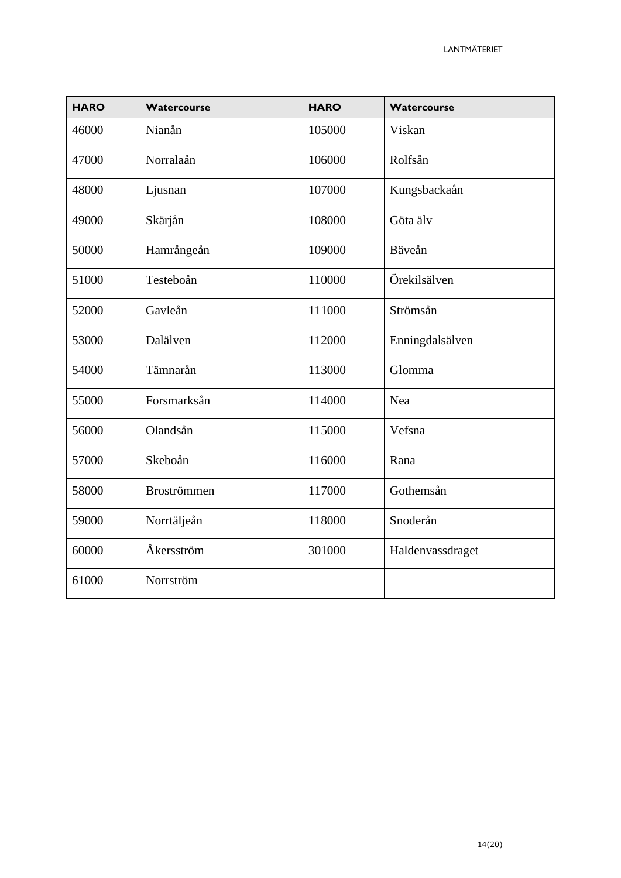| HARO | Watercourse | HARO | Watercourse |
|---|---|---|---|
| 46000 | Nianån | 105000 | Viskan |
| 47000 | Norralaån | 106000 | Rolfsån |
| 48000 | Ljusnan | 107000 | Kungsbackaån |
| 49000 | Skärjån | 108000 | Göta älv |
| 50000 | Hamrångeån | 109000 | Bäveån |
| 51000 | Testeboån | 110000 | Örekilsälven |
| 52000 | Gavleån | 111000 | Strömsån |
| 53000 | Dalälven | 112000 | Enningdalsälven |
| 54000 | Tämnarån | 113000 | Glomma |
| 55000 | Forsmarksån | 114000 | Nea |
| 56000 | Olandsån | 115000 | Vefsna |
| 57000 | Skeboån | 116000 | Rana |
| 58000 | Broströmmen | 117000 | Gothemsån |
| 59000 | Norrtäljeån | 118000 | Snoderån |
| 60000 | Åkersström | 301000 | Haldenvassdraget |
| 61000 | Norrström | | |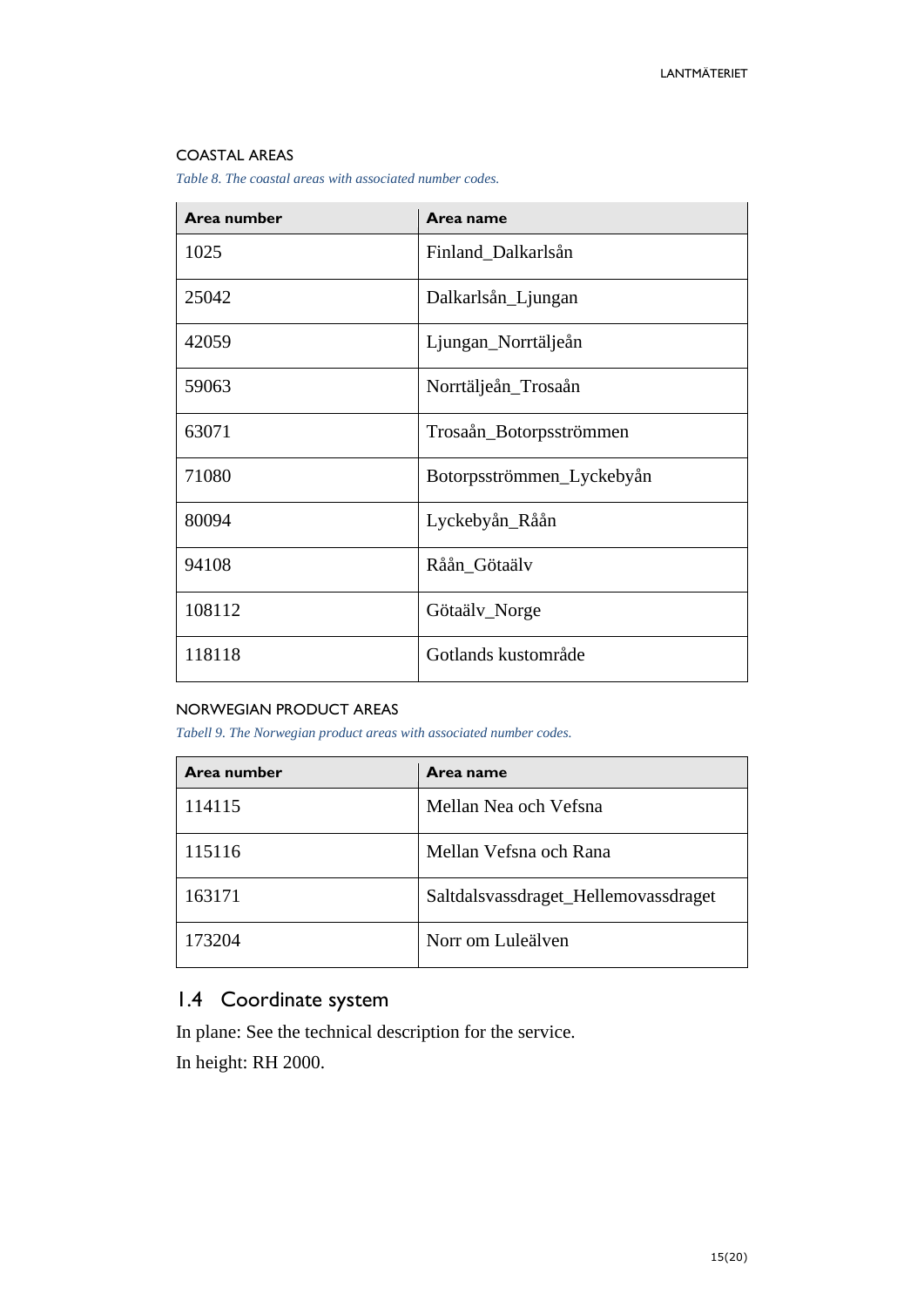#### COASTAL AREAS

*Table 8. The coastal areas with associated number codes.*

| Area number | Area name |
|---|---|
| 1025 | Finland_Dalkarlsån |
| 25042 | Dalkarlsån_Ljungan |
| 42059 | Ljungan_Norrtäljeån |
| 59063 | Norrtäljeån_Trosaån |
| 63071 | Trosaån_Botorpsströmmen |
| 71080 | Botorpsströmmen_Lyckebyån |
| 80094 | Lyckebyån_Rååån |
| 94108 | Rååån_Götaälv |
| 108112 | Götaälv_Norge |
| 118118 | Gotlands kustområde |

#### NORWEGIAN PRODUCT AREAS

*Tabell 9. The Norwegian product areas with associated number codes.*

| Area number | Area name |
|---|---|
| 114115 | Mellan Nea och Vefsna |
| 115116 | Mellan Vefsna och Rana |
| 163171 | Saltdalsvassdraget_Hellemovassdraget |
| 173204 | Norr om Luleälven |

## 1.4 Coordinate system

In plane: See the technical description for the service.

In height: RH 2000.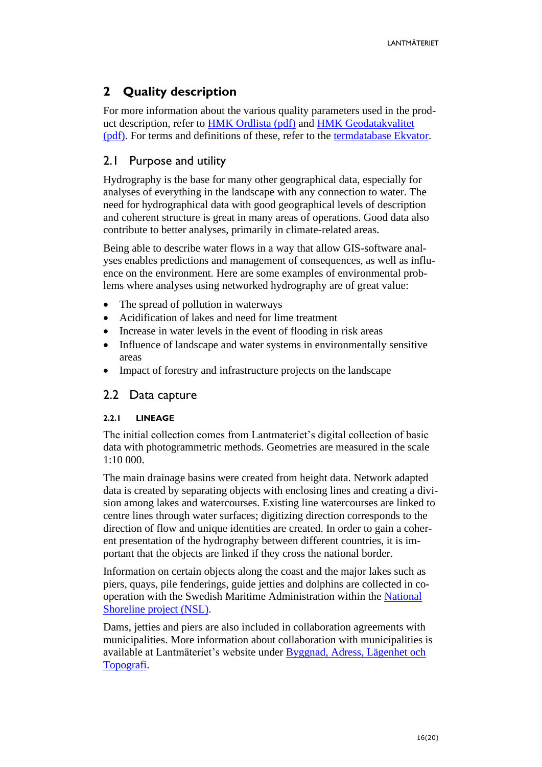## 2 Quality description

For more information about the various quality parameters used in the product description, refer to HMK Ordlista (pdf) and HMK Geodatakvalitet (pdf). For terms and definitions of these, refer to the termdatabase Ekvator.

### 2.1 Purpose and utility

Hydrography is the base for many other geographical data, especially for analyses of everything in the landscape with any connection to water. The need for hydrographical data with good geographical levels of description and coherent structure is great in many areas of operations. Good data also contribute to better analyses, primarily in climate-related areas.

Being able to describe water flows in a way that allow GIS-software analyses enables predictions and management of consequences, as well as influence on the environment. Here are some examples of environmental problems where analyses using networked hydrography are of great value:

- The spread of pollution in waterways
- Acidification of lakes and need for lime treatment
- Increase in water levels in the event of flooding in risk areas
- Influence of landscape and water systems in environmentally sensitive areas
- Impact of forestry and infrastructure projects on the landscape

### 2.2 Data capture

#### 2.2.1 LINEAGE

The initial collection comes from Lantmateriet's digital collection of basic data with photogrammetric methods. Geometries are measured in the scale 1:10 000.

The main drainage basins were created from height data. Network adapted data is created by separating objects with enclosing lines and creating a division among lakes and watercourses. Existing line watercourses are linked to centre lines through water surfaces; digitizing direction corresponds to the direction of flow and unique identities are created. In order to gain a coherent presentation of the hydrography between different countries, it is important that the objects are linked if they cross the national border.

Information on certain objects along the coast and the major lakes such as piers, quays, pile fenderings, guide jetties and dolphins are collected in co-operation with the Swedish Maritime Administration within the National Shoreline project (NSL).

Dams, jetties and piers are also included in collaboration agreements with municipalities. More information about collaboration with municipalities is available at Lantmäteriet's website under Byggnad, Adress, Lägenhet och Topografi.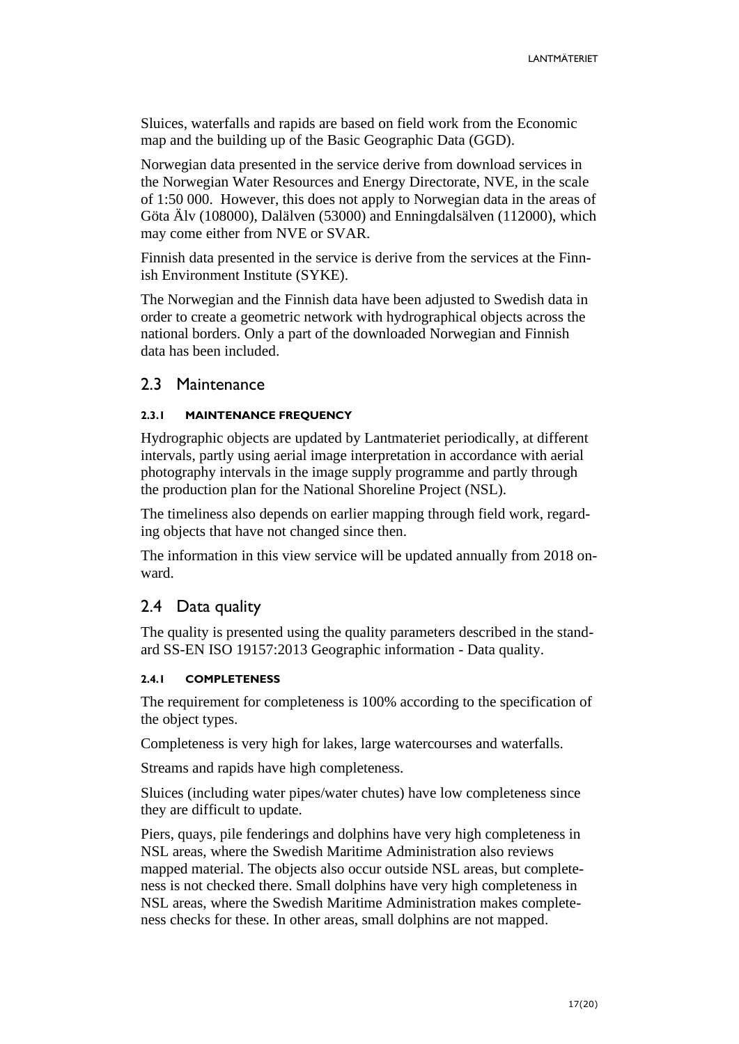Sluices, waterfalls and rapids are based on field work from the Economic map and the building up of the Basic Geographic Data (GGD).

Norwegian data presented in the service derive from download services in the Norwegian Water Resources and Energy Directorate, NVE, in the scale of 1:50 000. However, this does not apply to Norwegian data in the areas of Göta Älv (108000), Dalälven (53000) and Enningdalsälven (112000), which may come either from NVE or SVAR.

Finnish data presented in the service is derive from the services at the Finnish Environment Institute (SYKE).

The Norwegian and the Finnish data have been adjusted to Swedish data in order to create a geometric network with hydrographical objects across the national borders. Only a part of the downloaded Norwegian and Finnish data has been included.

## 2.3 Maintenance

#### 2.3.1 MAINTENANCE FREQUENCY

Hydrographic objects are updated by Lantmateriet periodically, at different intervals, partly using aerial image interpretation in accordance with aerial photography intervals in the image supply programme and partly through the production plan for the National Shoreline Project (NSL).

The timeliness also depends on earlier mapping through field work, regarding objects that have not changed since then.

The information in this view service will be updated annually from 2018 onward.

## 2.4 Data quality

The quality is presented using the quality parameters described in the standard SS-EN ISO 19157:2013 Geographic information - Data quality.

#### 2.4.1 COMPLETENESS

The requirement for completeness is 100% according to the specification of the object types.

Completeness is very high for lakes, large watercourses and waterfalls.

Streams and rapids have high completeness.

Sluices (including water pipes/water chutes) have low completeness since they are difficult to update.

Piers, quays, pile fenderings and dolphins have very high completeness in NSL areas, where the Swedish Maritime Administration also reviews mapped material. The objects also occur outside NSL areas, but completeness is not checked there. Small dolphins have very high completeness in NSL areas, where the Swedish Maritime Administration makes completeness checks for these. In other areas, small dolphins are not mapped.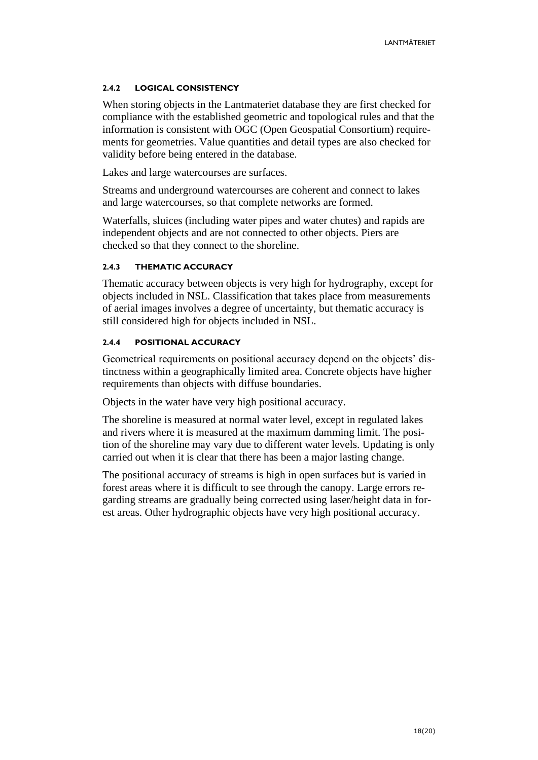#### 2.4.2 LOGICAL CONSISTENCY

When storing objects in the Lantmateriet database they are first checked for compliance with the established geometric and topological rules and that the information is consistent with OGC (Open Geospatial Consortium) requirements for geometries. Value quantities and detail types are also checked for validity before being entered in the database.

Lakes and large watercourses are surfaces.

Streams and underground watercourses are coherent and connect to lakes and large watercourses, so that complete networks are formed.

Waterfalls, sluices (including water pipes and water chutes) and rapids are independent objects and are not connected to other objects. Piers are checked so that they connect to the shoreline.

#### 2.4.3 THEMATIC ACCURACY

Thematic accuracy between objects is very high for hydrography, except for objects included in NSL. Classification that takes place from measurements of aerial images involves a degree of uncertainty, but thematic accuracy is still considered high for objects included in NSL.

#### 2.4.4 POSITIONAL ACCURACY

Geometrical requirements on positional accuracy depend on the objects' distinctness within a geographically limited area. Concrete objects have higher requirements than objects with diffuse boundaries.

Objects in the water have very high positional accuracy.

The shoreline is measured at normal water level, except in regulated lakes and rivers where it is measured at the maximum damming limit. The position of the shoreline may vary due to different water levels. Updating is only carried out when it is clear that there has been a major lasting change.

The positional accuracy of streams is high in open surfaces but is varied in forest areas where it is difficult to see through the canopy. Large errors regarding streams are gradually being corrected using laser/height data in forest areas. Other hydrographic objects have very high positional accuracy.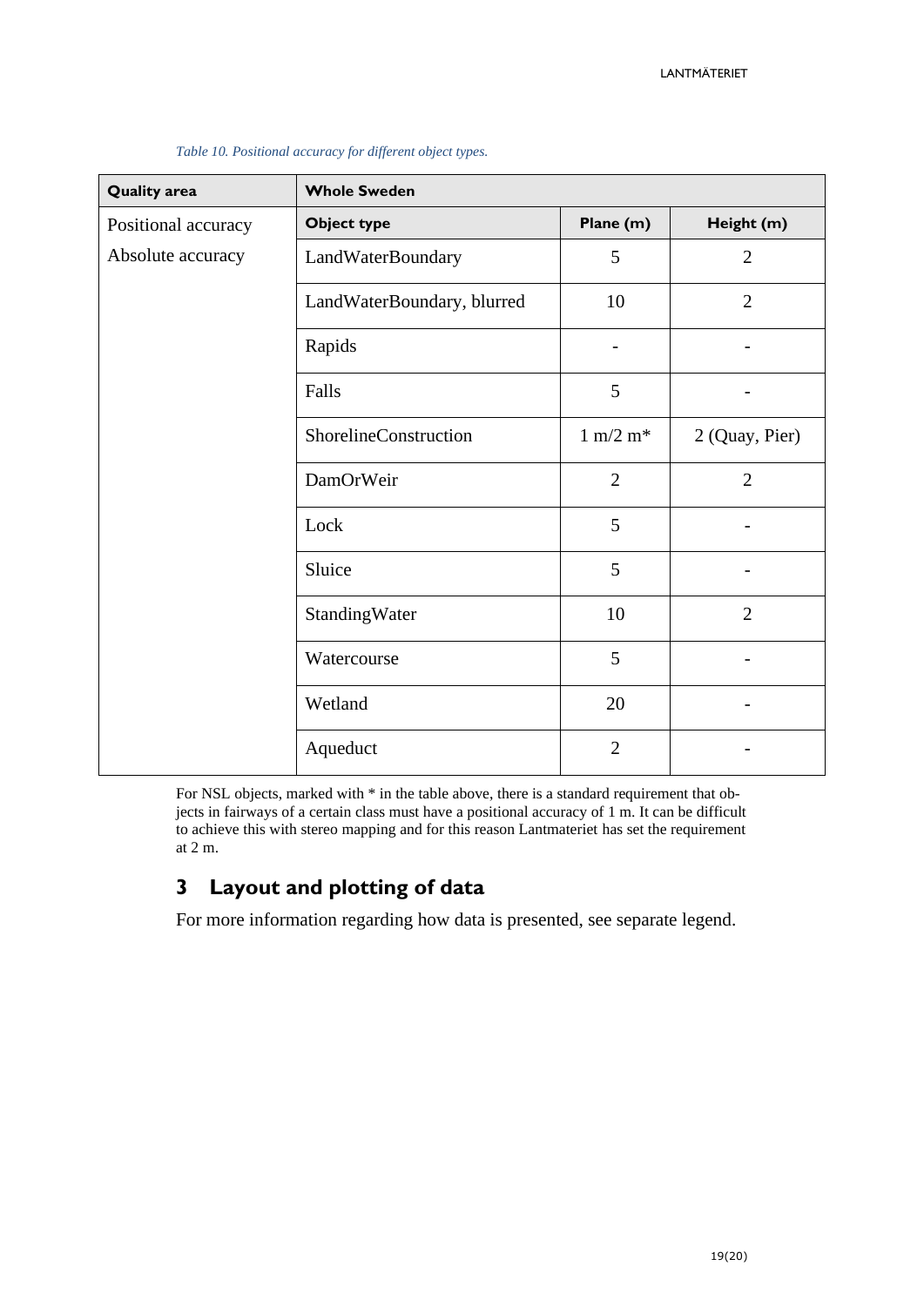*Table 10. Positional accuracy for different object types.*

| Quality area | Whole Sweden | | |
|---|---|---|---|
| Positional accuracy | **Object type** | **Plane (m)** | **Height (m)** |
| Absolute accuracy | LandWaterBoundary | 5 | 2 |
| | LandWaterBoundary, blurred | 10 | 2 |
| | Rapids | - | - |
| | Falls | 5 | - |
| | ShorelineConstruction | 1 m/2 m* | 2 (Quay, Pier) |
| | DamOrWeir | 2 | 2 |
| | Lock | 5 | - |
| | Sluice | 5 | - |
| | StandingWater | 10 | 2 |
| | Watercourse | 5 | - |
| | Wetland | 20 | - |
| | Aqueduct | 2 | - |

For NSL objects, marked with * in the table above, there is a standard requirement that objects in fairways of a certain class must have a positional accuracy of 1 m. It can be difficult to achieve this with stereo mapping and for this reason Lantmateriet has set the requirement at 2 m.

# 3 Layout and plotting of data

For more information regarding how data is presented, see separate legend.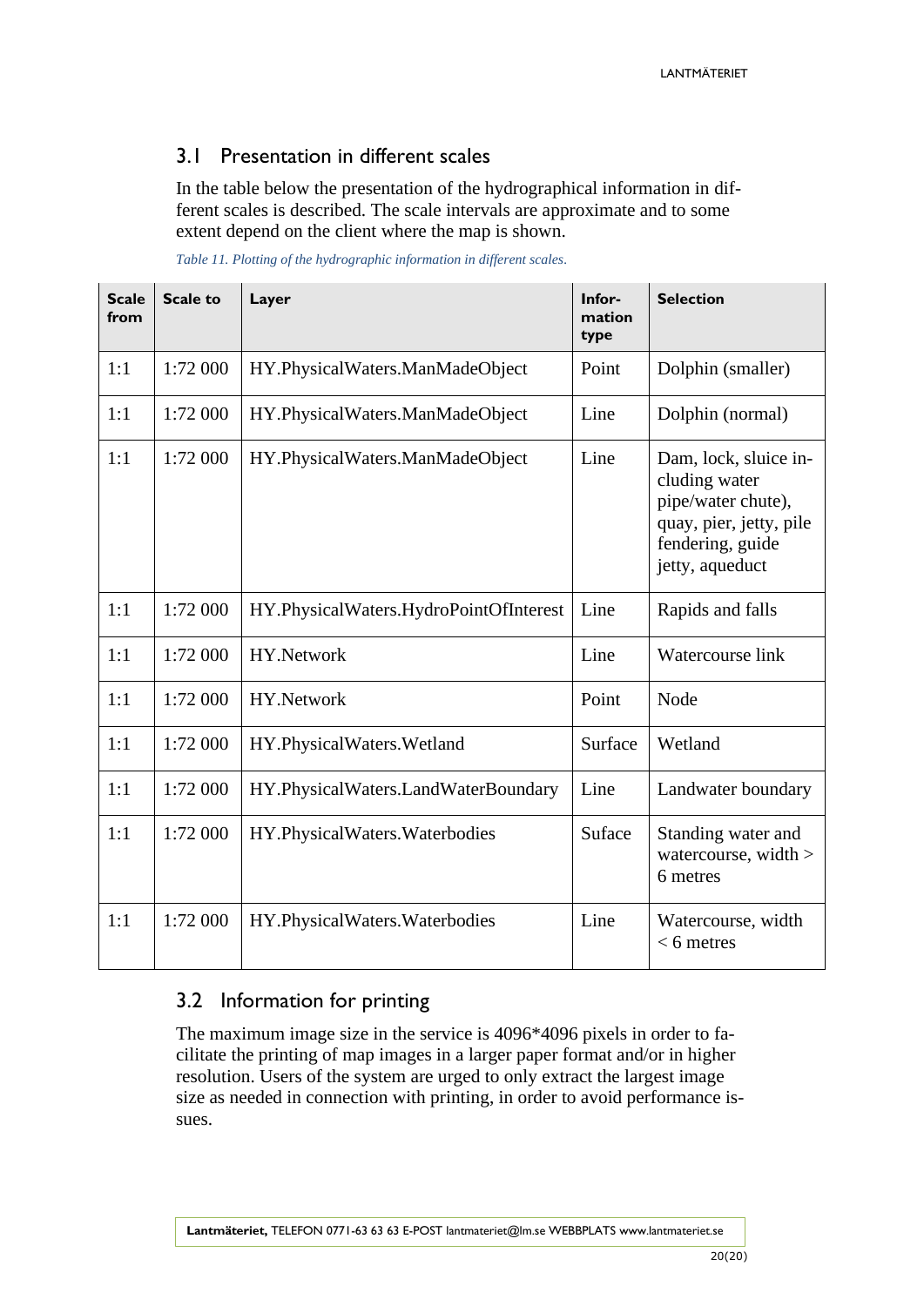## 3.1 Presentation in different scales

In the table below the presentation of the hydrographical information in different scales is described. The scale intervals are approximate and to some extent depend on the client where the map is shown.

*Table 11. Plotting of the hydrographic information in different scales.*

| Scale from | Scale to | Layer | Information type | Selection |
|---|---|---|---|---|
| 1:1 | 1:72 000 | HY.PhysicalWaters.ManMadeObject | Point | Dolphin (smaller) |
| 1:1 | 1:72 000 | HY.PhysicalWaters.ManMadeObject | Line | Dolphin (normal) |
| 1:1 | 1:72 000 | HY.PhysicalWaters.ManMadeObject | Line | Dam, lock, sluice including water pipe/water chute), quay, pier, jetty, pile fendering, guide jetty, aqueduct |
| 1:1 | 1:72 000 | HY.PhysicalWaters.HydroPointOfInterest | Line | Rapids and falls |
| 1:1 | 1:72 000 | HY.Network | Line | Watercourse link |
| 1:1 | 1:72 000 | HY.Network | Point | Node |
| 1:1 | 1:72 000 | HY.PhysicalWaters.Wetland | Surface | Wetland |
| 1:1 | 1:72 000 | HY.PhysicalWaters.LandWaterBoundary | Line | Landwater boundary |
| 1:1 | 1:72 000 | HY.PhysicalWaters.Waterbodies | Suface | Standing water and watercourse, width > 6 metres |
| 1:1 | 1:72 000 | HY.PhysicalWaters.Waterbodies | Line | Watercourse, width < 6 metres |

## 3.2 Information for printing

The maximum image size in the service is 4096*4096 pixels in order to facilitate the printing of map images in a larger paper format and/or in higher resolution. Users of the system are urged to only extract the largest image size as needed in connection with printing, in order to avoid performance issues.